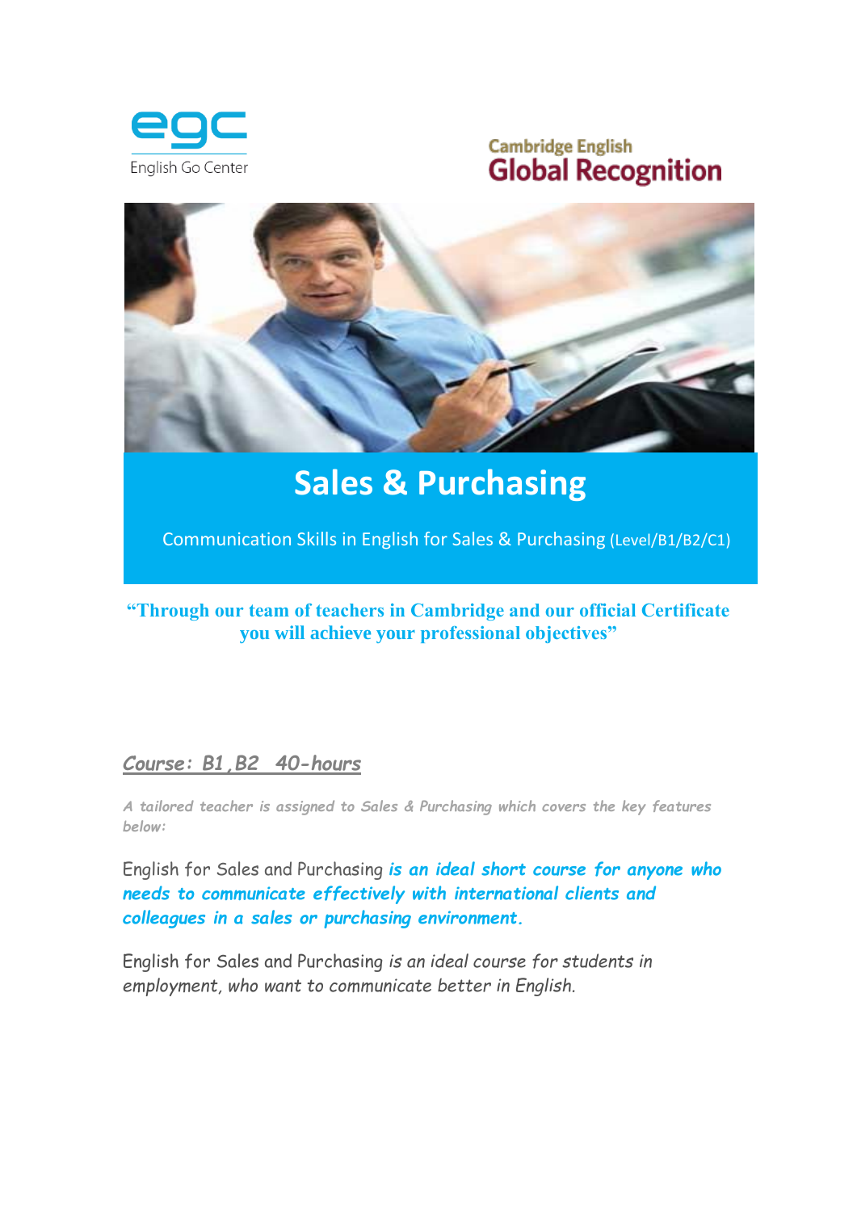egc
English Go Center

Cambridge English
Global Recognition

# Sales & Purchasing

Communication Skills in English for Sales & Purchasing (Level/B1/B2/C1)

**"Through our team of teachers in Cambridge and our official Certificate you will achieve your professional objectives"**

## *Course: B1 ,B2 40-hours*

***A tailored teacher is assigned to Sales & Purchasing which covers the key features below:***

English for Sales and Purchasing ***is an ideal short course for anyone who needs to communicate effectively with international clients and colleagues in a sales or purchasing environment.***

English for Sales and Purchasing *is an ideal course for students in employment, who want to communicate better in English.*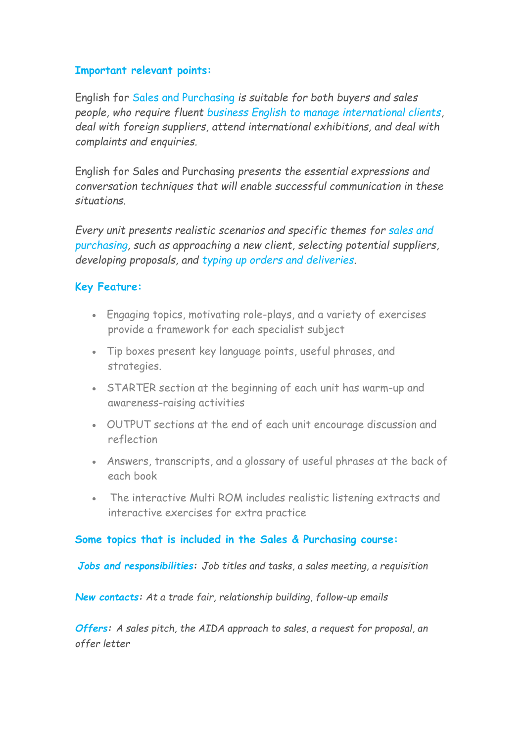### Important relevant points:

English for Sales and Purchasing *is suitable for both buyers and sales people, who require fluent business English to manage international clients, deal with foreign suppliers, attend international exhibitions, and deal with complaints and enquiries.*

English for Sales and Purchasing *presents the essential expressions and conversation techniques that will enable successful communication in these situations.*

*Every unit presents realistic scenarios and specific themes for sales and purchasing, such as approaching a new client, selecting potential suppliers, developing proposals, and typing up orders and deliveries.*

### Key Feature:

- Engaging topics, motivating role-plays, and a variety of exercises provide a framework for each specialist subject
- Tip boxes present key language points, useful phrases, and strategies.
- STARTER section at the beginning of each unit has warm-up and awareness-raising activities
- OUTPUT sections at the end of each unit encourage discussion and reflection
- Answers, transcripts, and a glossary of useful phrases at the back of each book
- The interactive Multi ROM includes realistic listening extracts and interactive exercises for extra practice

### Some topics that is included in the Sales & Purchasing course:

***Jobs and responsibilities**: Job titles and tasks, a sales meeting, a requisition*

***New contacts**: At a trade fair, relationship building, follow-up emails*

***Offers**: A sales pitch, the AIDA approach to sales, a request for proposal, an offer letter*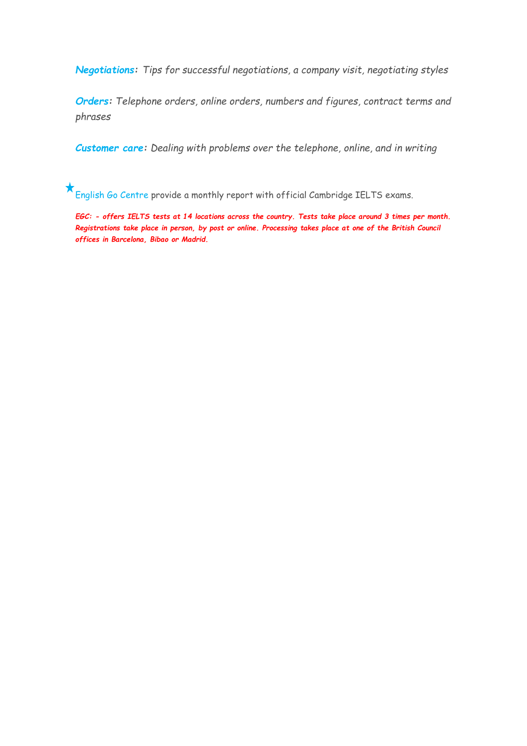***Negotiations:*** *Tips for successful negotiations, a company visit, negotiating styles*

***Orders:*** *Telephone orders, online orders, numbers and figures, contract terms and phrases*

***Customer care:*** *Dealing with problems over the telephone, online, and in writing*

★English Go Centre provide a monthly report with official Cambridge IELTS exams.

***EGC: - offers IELTS tests at 14 locations across the country. Tests take place around 3 times per month. Registrations take place in person, by post or online. Processing takes place at one of the British Council offices in Barcelona, Bibao or Madrid.***